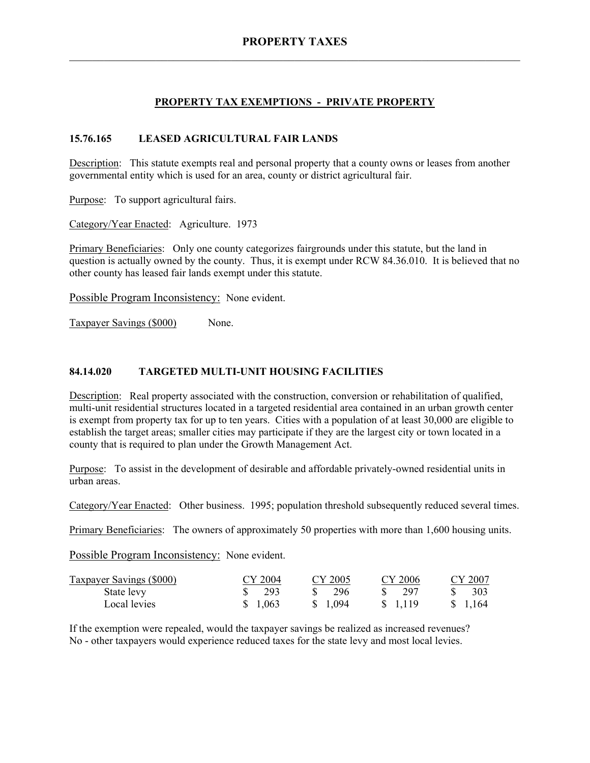# PROPERTY TAXES

## PROPERTY TAX EXEMPTIONS - PRIVATE PROPERTY

### 15.76.165 LEASED AGRICULTURAL FAIR LANDS

Description: This statute exempts real and personal property that a county owns or leases from another governmental entity which is used for an area, county or district agricultural fair.

Purpose: To support agricultural fairs.

Category/Year Enacted: Agriculture. 1973

Primary Beneficiaries: Only one county categorizes fairgrounds under this statute, but the land in question is actually owned by the county. Thus, it is exempt under RCW 84.36.010. It is believed that no other county has leased fair lands exempt under this statute.

Possible Program Inconsistency: None evident.

Taxpayer Savings ($000) None.

### 84.14.020 TARGETED MULTI-UNIT HOUSING FACILITIES

Description: Real property associated with the construction, conversion or rehabilitation of qualified, multi-unit residential structures located in a targeted residential area contained in an urban growth center is exempt from property tax for up to ten years. Cities with a population of at least 30,000 are eligible to establish the target areas; smaller cities may participate if they are the largest city or town located in a county that is required to plan under the Growth Management Act.

Purpose: To assist in the development of desirable and affordable privately-owned residential units in urban areas.

Category/Year Enacted: Other business. 1995; population threshold subsequently reduced several times.

Primary Beneficiaries: The owners of approximately 50 properties with more than 1,600 housing units.

Possible Program Inconsistency: None evident.

| Taxpayer Savings ($000) | CY 2004 | CY 2005 | CY 2006 | CY 2007 |
|---|---|---|---|---|
| State levy | $ 293 | $ 296 | $ 297 | $ 303 |
| Local levies | $ 1,063 | $ 1,094 | $ 1,119 | $ 1,164 |

If the exemption were repealed, would the taxpayer savings be realized as increased revenues?
No - other taxpayers would experience reduced taxes for the state levy and most local levies.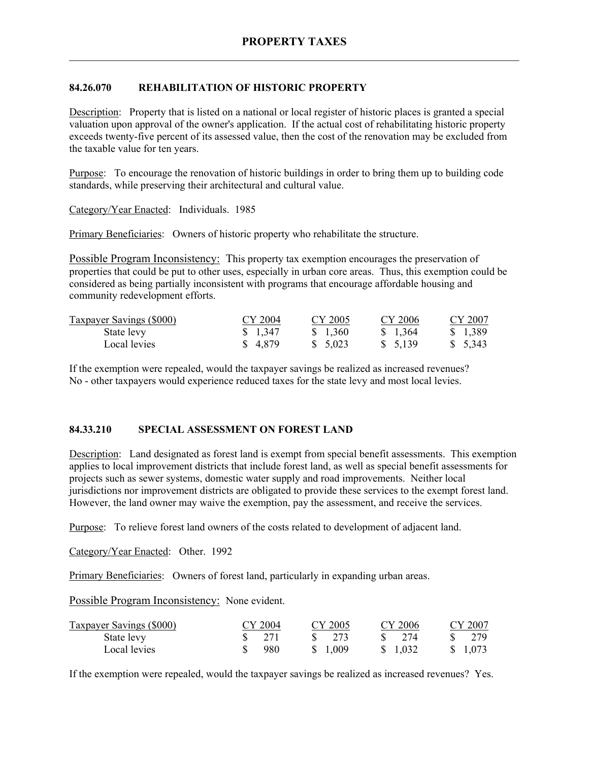## 84.26.070 REHABILITATION OF HISTORIC PROPERTY

Description: Property that is listed on a national or local register of historic places is granted a special valuation upon approval of the owner's application. If the actual cost of rehabilitating historic property exceeds twenty-five percent of its assessed value, then the cost of the renovation may be excluded from the taxable value for ten years.

Purpose: To encourage the renovation of historic buildings in order to bring them up to building code standards, while preserving their architectural and cultural value.

Category/Year Enacted: Individuals. 1985

Primary Beneficiaries: Owners of historic property who rehabilitate the structure.

Possible Program Inconsistency: This property tax exemption encourages the preservation of properties that could be put to other uses, especially in urban core areas. Thus, this exemption could be considered as being partially inconsistent with programs that encourage affordable housing and community redevelopment efforts.

| Taxpayer Savings ($000) | CY 2004 | CY 2005 | CY 2006 | CY 2007 |
|---|---|---|---|---|
| State levy | $ 1,347 | $ 1,360 | $ 1,364 | $ 1,389 |
| Local levies | $ 4,879 | $ 5,023 | $ 5,139 | $ 5,343 |

If the exemption were repealed, would the taxpayer savings be realized as increased revenues? No - other taxpayers would experience reduced taxes for the state levy and most local levies.

## 84.33.210 SPECIAL ASSESSMENT ON FOREST LAND

Description: Land designated as forest land is exempt from special benefit assessments. This exemption applies to local improvement districts that include forest land, as well as special benefit assessments for projects such as sewer systems, domestic water supply and road improvements. Neither local jurisdictions nor improvement districts are obligated to provide these services to the exempt forest land. However, the land owner may waive the exemption, pay the assessment, and receive the services.

Purpose: To relieve forest land owners of the costs related to development of adjacent land.

Category/Year Enacted: Other. 1992

Primary Beneficiaries: Owners of forest land, particularly in expanding urban areas.

Possible Program Inconsistency: None evident.

| Taxpayer Savings ($000) | CY 2004 | CY 2005 | CY 2006 | CY 2007 |
|---|---|---|---|---|
| State levy | $ 271 | $ 273 | $ 274 | $ 279 |
| Local levies | $ 980 | $ 1,009 | $ 1,032 | $ 1,073 |

If the exemption were repealed, would the taxpayer savings be realized as increased revenues? Yes.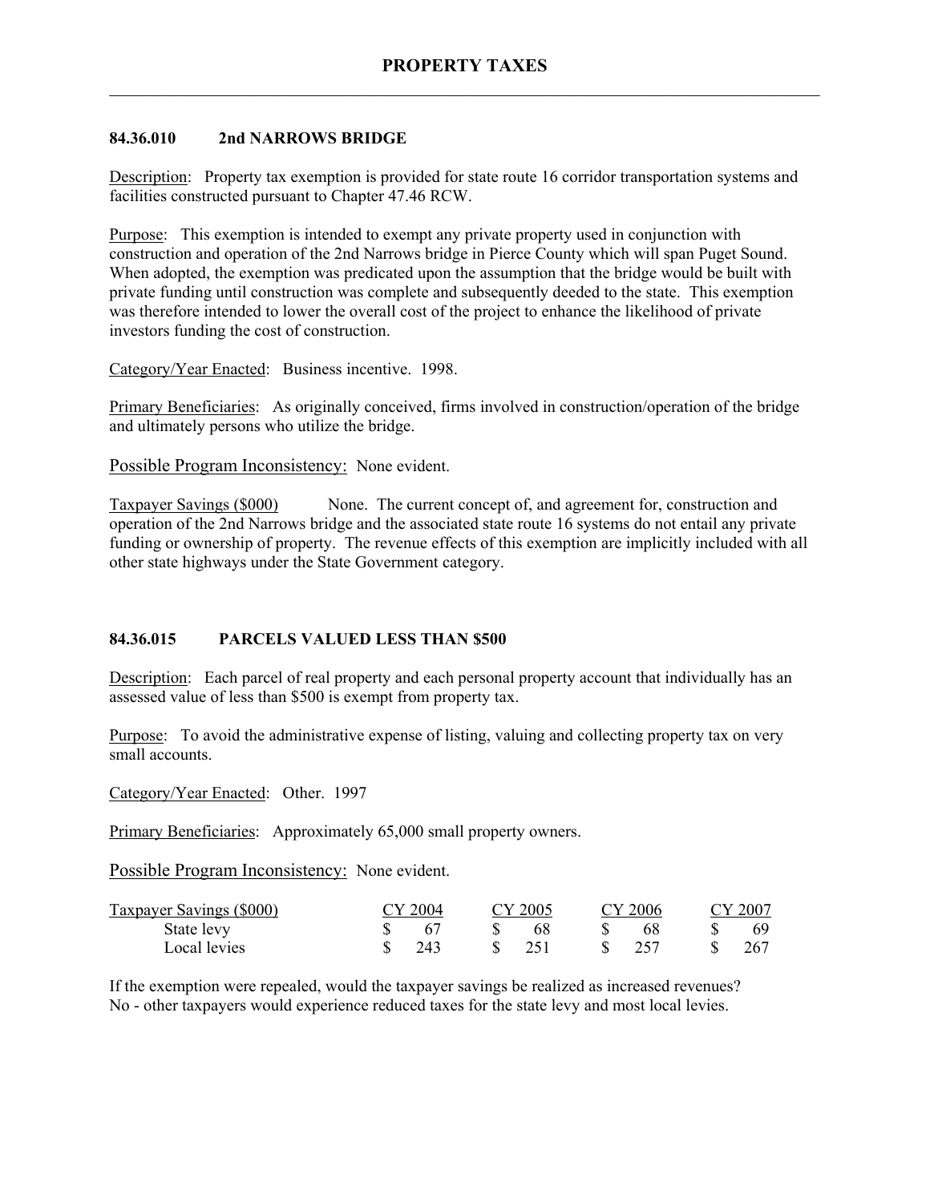## 84.36.010 2nd NARROWS BRIDGE

Description: Property tax exemption is provided for state route 16 corridor transportation systems and facilities constructed pursuant to Chapter 47.46 RCW.

Purpose: This exemption is intended to exempt any private property used in conjunction with construction and operation of the 2nd Narrows bridge in Pierce County which will span Puget Sound. When adopted, the exemption was predicated upon the assumption that the bridge would be built with private funding until construction was complete and subsequently deeded to the state. This exemption was therefore intended to lower the overall cost of the project to enhance the likelihood of private investors funding the cost of construction.

Category/Year Enacted: Business incentive. 1998.

Primary Beneficiaries: As originally conceived, firms involved in construction/operation of the bridge and ultimately persons who utilize the bridge.

Possible Program Inconsistency: None evident.

Taxpayer Savings ($000) None. The current concept of, and agreement for, construction and operation of the 2nd Narrows bridge and the associated state route 16 systems do not entail any private funding or ownership of property. The revenue effects of this exemption are implicitly included with all other state highways under the State Government category.

## 84.36.015 PARCELS VALUED LESS THAN $500

Description: Each parcel of real property and each personal property account that individually has an assessed value of less than $500 is exempt from property tax.

Purpose: To avoid the administrative expense of listing, valuing and collecting property tax on very small accounts.

Category/Year Enacted: Other. 1997

Primary Beneficiaries: Approximately 65,000 small property owners.

Possible Program Inconsistency: None evident.

| Taxpayer Savings ($000) | CY 2004 | CY 2005 | CY 2006 | CY 2007 |
|---|---|---|---|---|
| State levy | $ 67 | $ 68 | $ 68 | $ 69 |
| Local levies | $ 243 | $ 251 | $ 257 | $ 267 |

If the exemption were repealed, would the taxpayer savings be realized as increased revenues? No - other taxpayers would experience reduced taxes for the state levy and most local levies.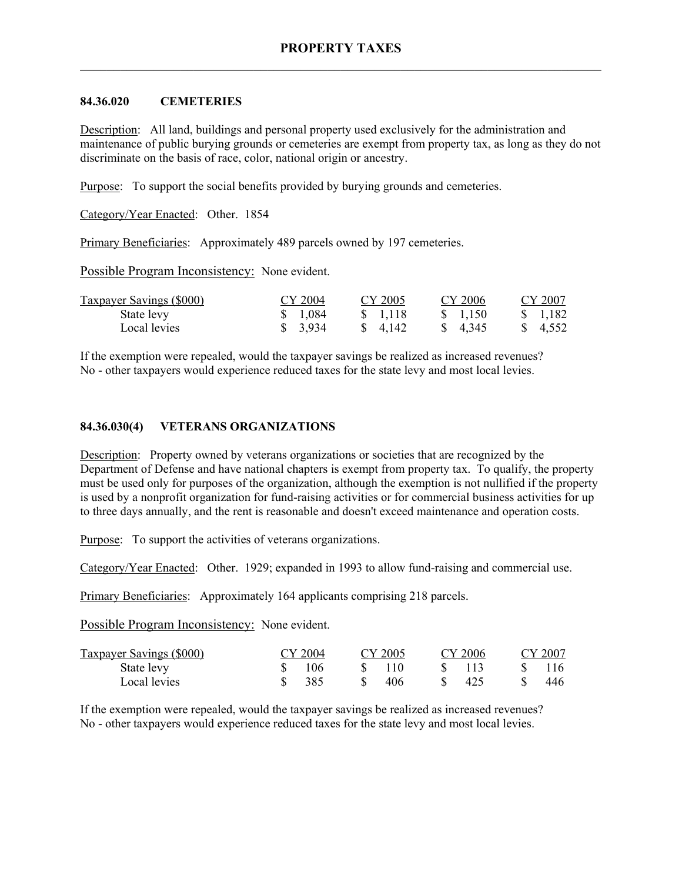# PROPERTY TAXES

## 84.36.020 CEMETERIES

Description: All land, buildings and personal property used exclusively for the administration and maintenance of public burying grounds or cemeteries are exempt from property tax, as long as they do not discriminate on the basis of race, color, national origin or ancestry.

Purpose: To support the social benefits provided by burying grounds and cemeteries.

Category/Year Enacted: Other. 1854

Primary Beneficiaries: Approximately 489 parcels owned by 197 cemeteries.

Possible Program Inconsistency: None evident.

| Taxpayer Savings ($000) | CY 2004 | CY 2005 | CY 2006 | CY 2007 |
|---|---|---|---|---|
| State levy | $ 1,084 | $ 1,118 | $ 1,150 | $ 1,182 |
| Local levies | $ 3,934 | $ 4,142 | $ 4,345 | $ 4,552 |

If the exemption were repealed, would the taxpayer savings be realized as increased revenues? No - other taxpayers would experience reduced taxes for the state levy and most local levies.

## 84.36.030(4) VETERANS ORGANIZATIONS

Description: Property owned by veterans organizations or societies that are recognized by the Department of Defense and have national chapters is exempt from property tax. To qualify, the property must be used only for purposes of the organization, although the exemption is not nullified if the property is used by a nonprofit organization for fund-raising activities or for commercial business activities for up to three days annually, and the rent is reasonable and doesn't exceed maintenance and operation costs.

Purpose: To support the activities of veterans organizations.

Category/Year Enacted: Other. 1929; expanded in 1993 to allow fund-raising and commercial use.

Primary Beneficiaries: Approximately 164 applicants comprising 218 parcels.

Possible Program Inconsistency: None evident.

| Taxpayer Savings ($000) | CY 2004 | CY 2005 | CY 2006 | CY 2007 |
|---|---|---|---|---|
| State levy | $ 106 | $ 110 | $ 113 | $ 116 |
| Local levies | $ 385 | $ 406 | $ 425 | $ 446 |

If the exemption were repealed, would the taxpayer savings be realized as increased revenues? No - other taxpayers would experience reduced taxes for the state levy and most local levies.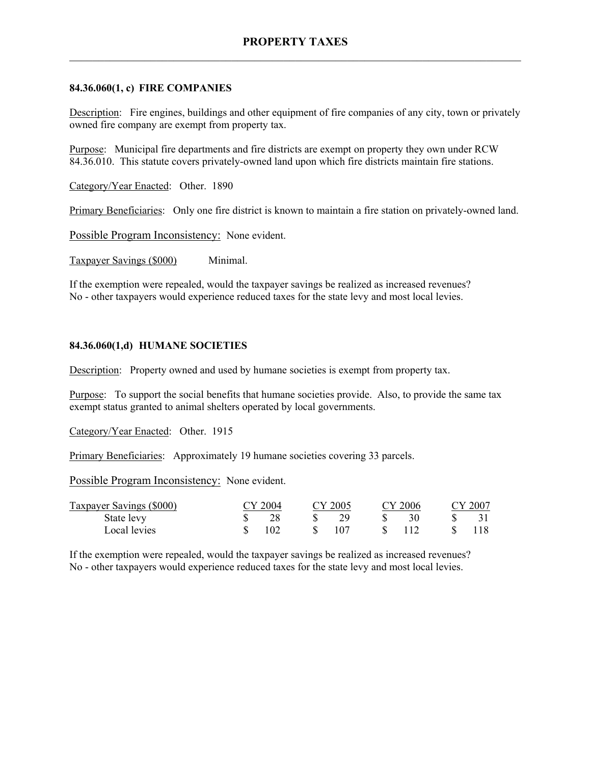# PROPERTY TAXES

### 84.36.060(1, c) FIRE COMPANIES

Description: Fire engines, buildings and other equipment of fire companies of any city, town or privately owned fire company are exempt from property tax.

Purpose: Municipal fire departments and fire districts are exempt on property they own under RCW 84.36.010. This statute covers privately-owned land upon which fire districts maintain fire stations.

Category/Year Enacted: Other. 1890

Primary Beneficiaries: Only one fire district is known to maintain a fire station on privately-owned land.

Possible Program Inconsistency: None evident.

Taxpayer Savings ($000) Minimal.

If the exemption were repealed, would the taxpayer savings be realized as increased revenues?
No - other taxpayers would experience reduced taxes for the state levy and most local levies.

### 84.36.060(1,d) HUMANE SOCIETIES

Description: Property owned and used by humane societies is exempt from property tax.

Purpose: To support the social benefits that humane societies provide. Also, to provide the same tax exempt status granted to animal shelters operated by local governments.

Category/Year Enacted: Other. 1915

Primary Beneficiaries: Approximately 19 humane societies covering 33 parcels.

Possible Program Inconsistency: None evident.

| Taxpayer Savings ($000) | CY 2004 | CY 2005 | CY 2006 | CY 2007 |
|---|---|---|---|---|
| State levy | $ 28 | $ 29 | $ 30 | $ 31 |
| Local levies | $ 102 | $ 107 | $ 112 | $ 118 |

If the exemption were repealed, would the taxpayer savings be realized as increased revenues?
No - other taxpayers would experience reduced taxes for the state levy and most local levies.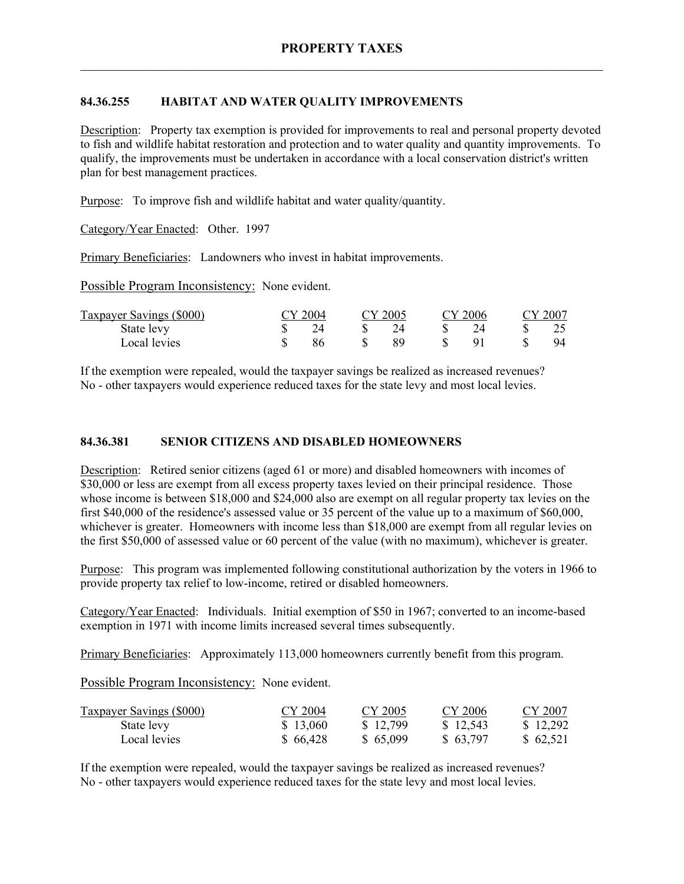## 84.36.255 HABITAT AND WATER QUALITY IMPROVEMENTS

Description: Property tax exemption is provided for improvements to real and personal property devoted to fish and wildlife habitat restoration and protection and to water quality and quantity improvements. To qualify, the improvements must be undertaken in accordance with a local conservation district's written plan for best management practices.

Purpose: To improve fish and wildlife habitat and water quality/quantity.

Category/Year Enacted: Other. 1997

Primary Beneficiaries: Landowners who invest in habitat improvements.

Possible Program Inconsistency: None evident.

| Taxpayer Savings ($000) | CY 2004 | CY 2005 | CY 2006 | CY 2007 |
|---|---|---|---|---|
| State levy | $ 24 | $ 24 | $ 24 | $ 25 |
| Local levies | $ 86 | $ 89 | $ 91 | $ 94 |

If the exemption were repealed, would the taxpayer savings be realized as increased revenues? No - other taxpayers would experience reduced taxes for the state levy and most local levies.

## 84.36.381 SENIOR CITIZENS AND DISABLED HOMEOWNERS

Description: Retired senior citizens (aged 61 or more) and disabled homeowners with incomes of $30,000 or less are exempt from all excess property taxes levied on their principal residence. Those whose income is between $18,000 and $24,000 also are exempt on all regular property tax levies on the first $40,000 of the residence's assessed value or 35 percent of the value up to a maximum of $60,000, whichever is greater. Homeowners with income less than $18,000 are exempt from all regular levies on the first $50,000 of assessed value or 60 percent of the value (with no maximum), whichever is greater.

Purpose: This program was implemented following constitutional authorization by the voters in 1966 to provide property tax relief to low-income, retired or disabled homeowners.

Category/Year Enacted: Individuals. Initial exemption of $50 in 1967; converted to an income-based exemption in 1971 with income limits increased several times subsequently.

Primary Beneficiaries: Approximately 113,000 homeowners currently benefit from this program.

Possible Program Inconsistency: None evident.

| Taxpayer Savings ($000) | CY 2004 | CY 2005 | CY 2006 | CY 2007 |
|---|---|---|---|---|
| State levy | $ 13,060 | $ 12,799 | $ 12,543 | $ 12,292 |
| Local levies | $ 66,428 | $ 65,099 | $ 63,797 | $ 62,521 |

If the exemption were repealed, would the taxpayer savings be realized as increased revenues? No - other taxpayers would experience reduced taxes for the state levy and most local levies.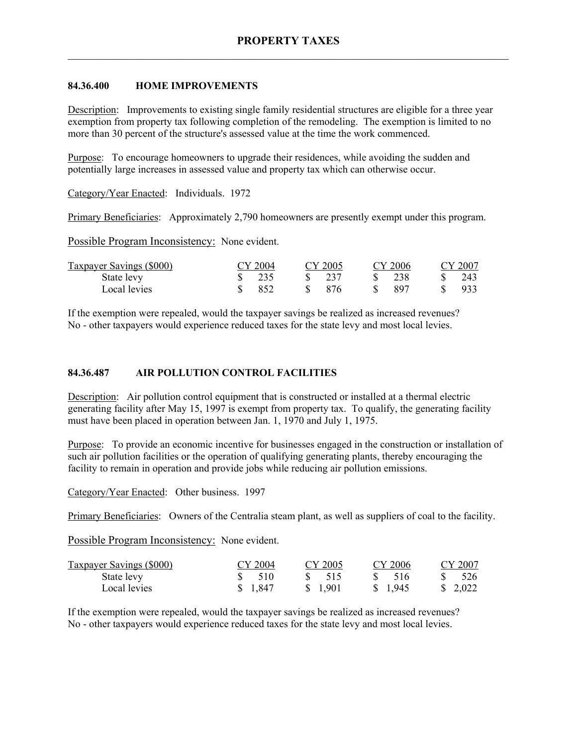# PROPERTY TAXES

## 84.36.400 HOME IMPROVEMENTS

Description: Improvements to existing single family residential structures are eligible for a three year exemption from property tax following completion of the remodeling. The exemption is limited to no more than 30 percent of the structure's assessed value at the time the work commenced.

Purpose: To encourage homeowners to upgrade their residences, while avoiding the sudden and potentially large increases in assessed value and property tax which can otherwise occur.

Category/Year Enacted: Individuals. 1972

Primary Beneficiaries: Approximately 2,790 homeowners are presently exempt under this program.

Possible Program Inconsistency: None evident.

| Taxpayer Savings ($000) | CY 2004 | CY 2005 | CY 2006 | CY 2007 |
|---|---|---|---|---|
| State levy | $ 235 | $ 237 | $ 238 | $ 243 |
| Local levies | $ 852 | $ 876 | $ 897 | $ 933 |

If the exemption were repealed, would the taxpayer savings be realized as increased revenues? No - other taxpayers would experience reduced taxes for the state levy and most local levies.

## 84.36.487 AIR POLLUTION CONTROL FACILITIES

Description: Air pollution control equipment that is constructed or installed at a thermal electric generating facility after May 15, 1997 is exempt from property tax. To qualify, the generating facility must have been placed in operation between Jan. 1, 1970 and July 1, 1975.

Purpose: To provide an economic incentive for businesses engaged in the construction or installation of such air pollution facilities or the operation of qualifying generating plants, thereby encouraging the facility to remain in operation and provide jobs while reducing air pollution emissions.

Category/Year Enacted: Other business. 1997

Primary Beneficiaries: Owners of the Centralia steam plant, as well as suppliers of coal to the facility.

Possible Program Inconsistency: None evident.

| Taxpayer Savings ($000) | CY 2004 | CY 2005 | CY 2006 | CY 2007 |
|---|---|---|---|---|
| State levy | $ 510 | $ 515 | $ 516 | $ 526 |
| Local levies | $ 1,847 | $ 1,901 | $ 1,945 | $ 2,022 |

If the exemption were repealed, would the taxpayer savings be realized as increased revenues? No - other taxpayers would experience reduced taxes for the state levy and most local levies.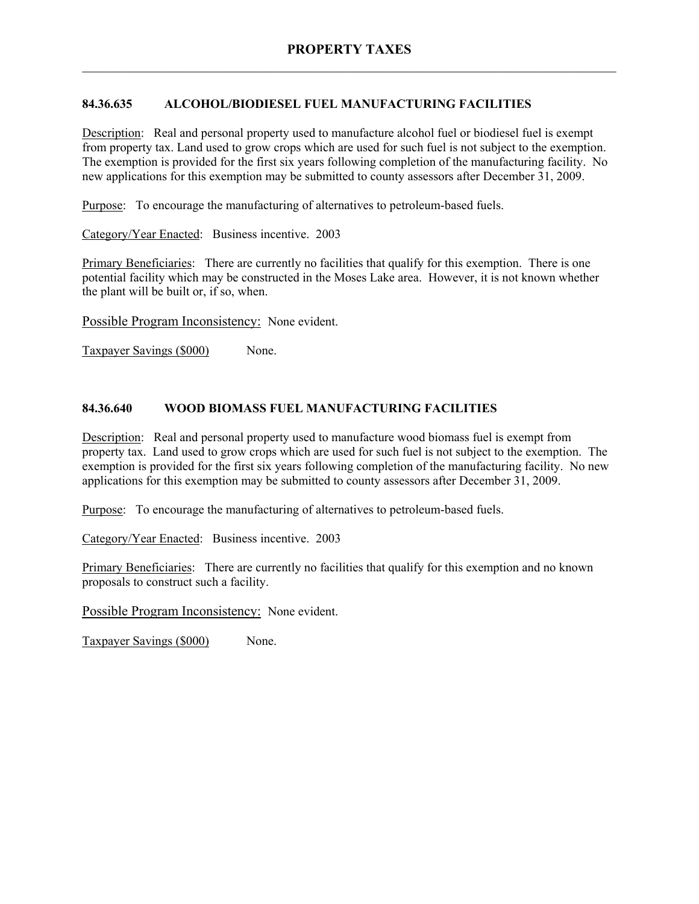## 84.36.635 ALCOHOL/BIODIESEL FUEL MANUFACTURING FACILITIES

Description: Real and personal property used to manufacture alcohol fuel or biodiesel fuel is exempt from property tax. Land used to grow crops which are used for such fuel is not subject to the exemption. The exemption is provided for the first six years following completion of the manufacturing facility. No new applications for this exemption may be submitted to county assessors after December 31, 2009.

Purpose: To encourage the manufacturing of alternatives to petroleum-based fuels.

Category/Year Enacted: Business incentive. 2003

Primary Beneficiaries: There are currently no facilities that qualify for this exemption. There is one potential facility which may be constructed in the Moses Lake area. However, it is not known whether the plant will be built or, if so, when.

Possible Program Inconsistency: None evident.

Taxpayer Savings ($000) None.

## 84.36.640 WOOD BIOMASS FUEL MANUFACTURING FACILITIES

Description: Real and personal property used to manufacture wood biomass fuel is exempt from property tax. Land used to grow crops which are used for such fuel is not subject to the exemption. The exemption is provided for the first six years following completion of the manufacturing facility. No new applications for this exemption may be submitted to county assessors after December 31, 2009.

Purpose: To encourage the manufacturing of alternatives to petroleum-based fuels.

Category/Year Enacted: Business incentive. 2003

Primary Beneficiaries: There are currently no facilities that qualify for this exemption and no known proposals to construct such a facility.

Possible Program Inconsistency: None evident.

Taxpayer Savings ($000) None.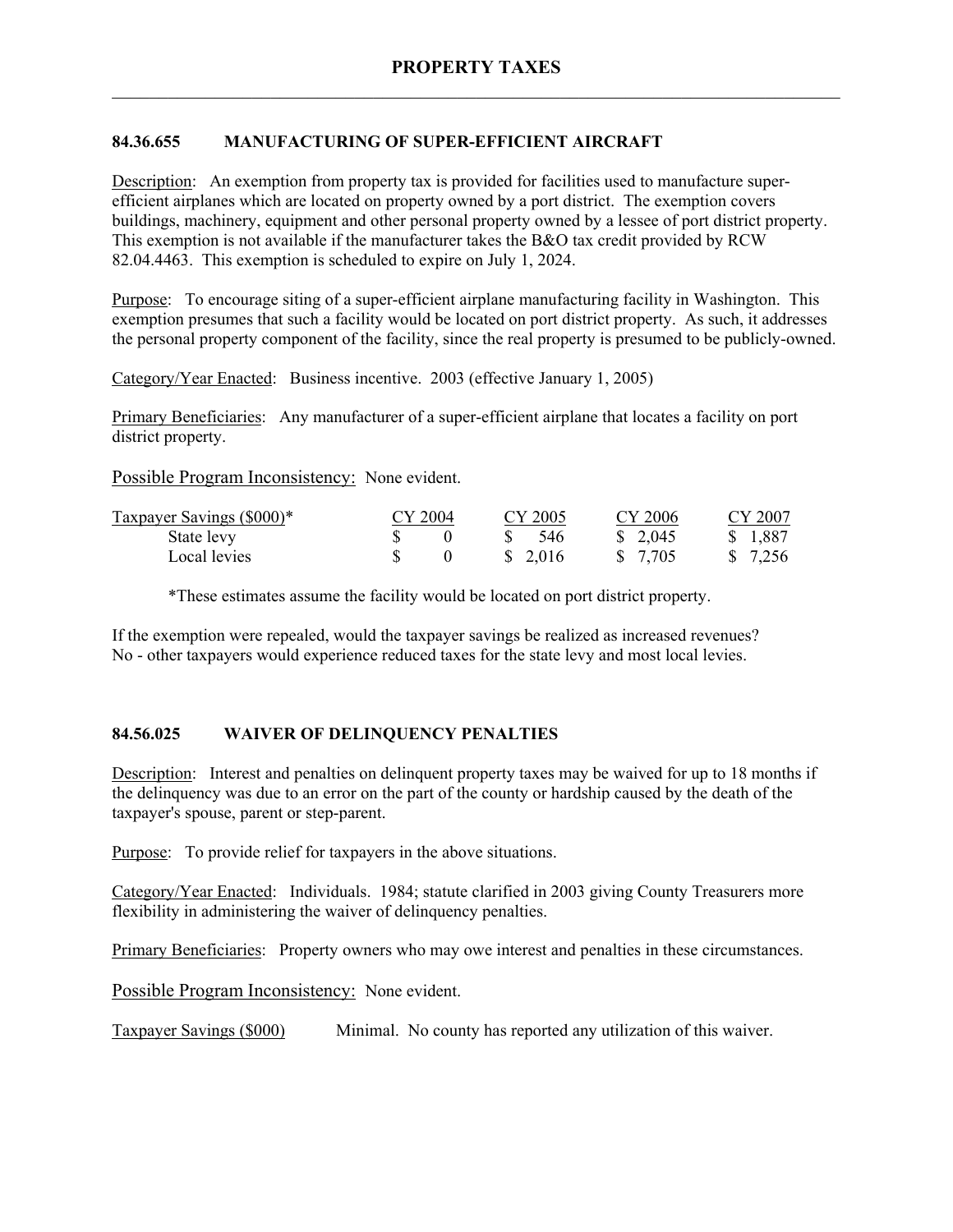# PROPERTY TAXES

## 84.36.655 MANUFACTURING OF SUPER-EFFICIENT AIRCRAFT

Description: An exemption from property tax is provided for facilities used to manufacture super-efficient airplanes which are located on property owned by a port district. The exemption covers buildings, machinery, equipment and other personal property owned by a lessee of port district property. This exemption is not available if the manufacturer takes the B&O tax credit provided by RCW 82.04.4463. This exemption is scheduled to expire on July 1, 2024.

Purpose: To encourage siting of a super-efficient airplane manufacturing facility in Washington. This exemption presumes that such a facility would be located on port district property. As such, it addresses the personal property component of the facility, since the real property is presumed to be publicly-owned.

Category/Year Enacted: Business incentive. 2003 (effective January 1, 2005)

Primary Beneficiaries: Any manufacturer of a super-efficient airplane that locates a facility on port district property.

Possible Program Inconsistency: None evident.

| Taxpayer Savings ($000)* | CY 2004 | CY 2005 | CY 2006 | CY 2007 |
|---|---|---|---|---|
| State levy | $ 0 | $ 546 | $ 2,045 | $ 1,887 |
| Local levies | $ 0 | $ 2,016 | $ 7,705 | $ 7,256 |

*These estimates assume the facility would be located on port district property.

If the exemption were repealed, would the taxpayer savings be realized as increased revenues?
No - other taxpayers would experience reduced taxes for the state levy and most local levies.

## 84.56.025 WAIVER OF DELINQUENCY PENALTIES

Description: Interest and penalties on delinquent property taxes may be waived for up to 18 months if the delinquency was due to an error on the part of the county or hardship caused by the death of the taxpayer's spouse, parent or step-parent.

Purpose: To provide relief for taxpayers in the above situations.

Category/Year Enacted: Individuals. 1984; statute clarified in 2003 giving County Treasurers more flexibility in administering the waiver of delinquency penalties.

Primary Beneficiaries: Property owners who may owe interest and penalties in these circumstances.

Possible Program Inconsistency: None evident.

Taxpayer Savings ($000) Minimal. No county has reported any utilization of this waiver.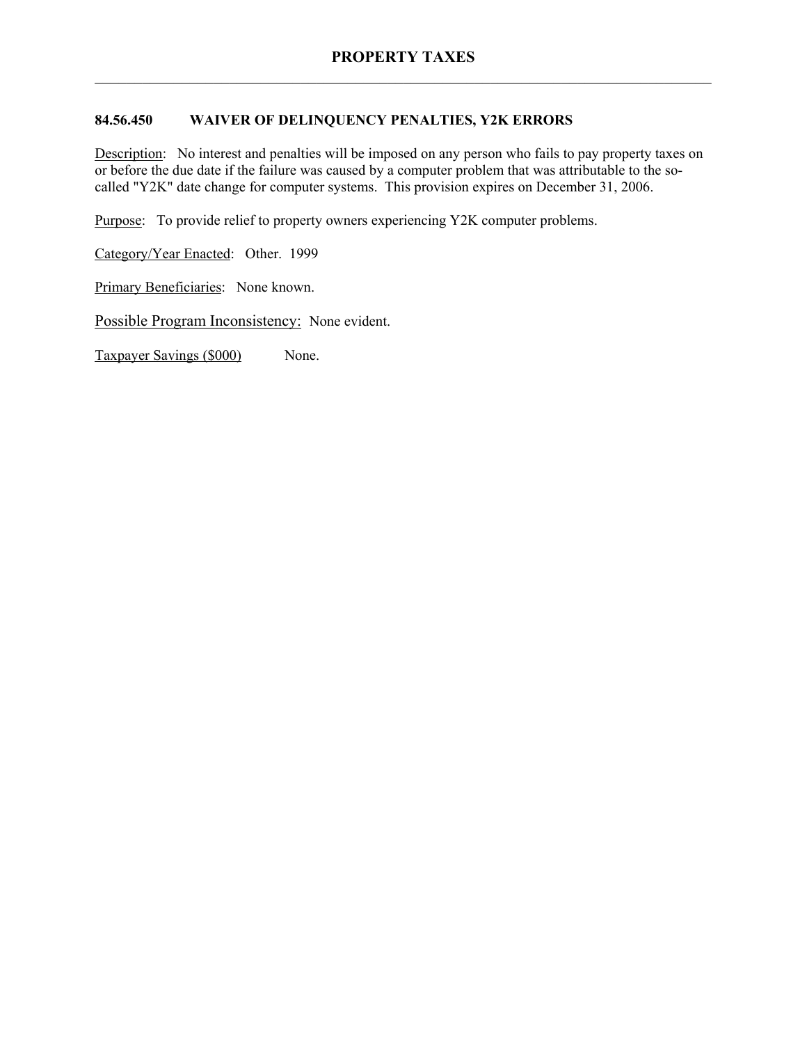# PROPERTY TAXES

## 84.56.450 WAIVER OF DELINQUENCY PENALTIES, Y2K ERRORS

Description: No interest and penalties will be imposed on any person who fails to pay property taxes on or before the due date if the failure was caused by a computer problem that was attributable to the so-called "Y2K" date change for computer systems. This provision expires on December 31, 2006.

Purpose: To provide relief to property owners experiencing Y2K computer problems.

Category/Year Enacted: Other. 1999

Primary Beneficiaries: None known.

Possible Program Inconsistency: None evident.

Taxpayer Savings ($000) None.